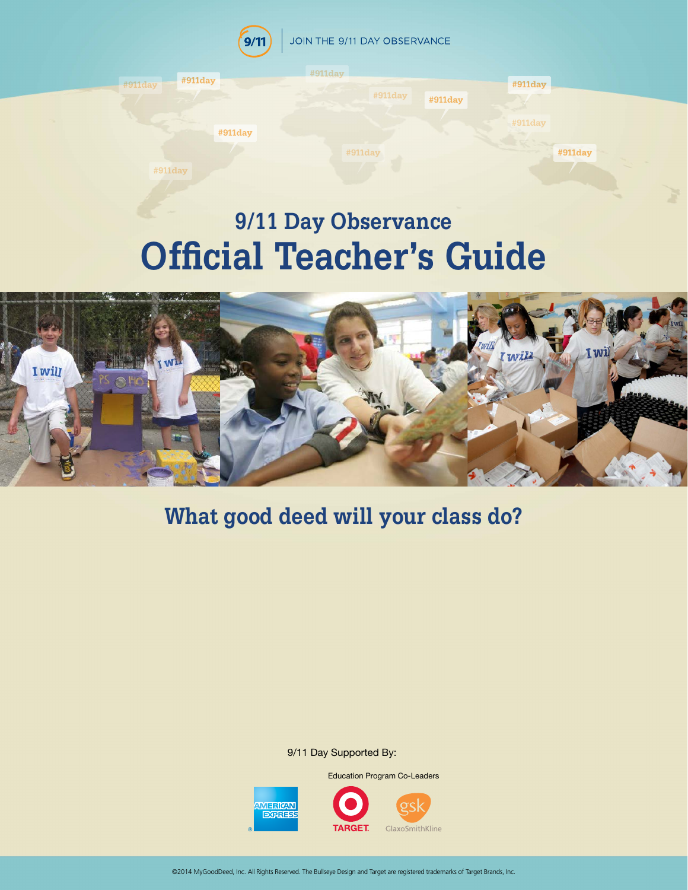9/11 | JOIN THE 9/11 DAY OBSERVANCE

## 9/11 Day Observance

# Official Teacher's Guide

## What good deed will your class do?

9/11 Day Supported By:

Education Program Co-Leaders

AMERICAN EXPRESS

TARGET.

GlaxoSmithKline

©2014 MyGoodDeed, Inc. All Rights Reserved. The Bullseye Design and Target are registered trademarks of Target Brands, Inc.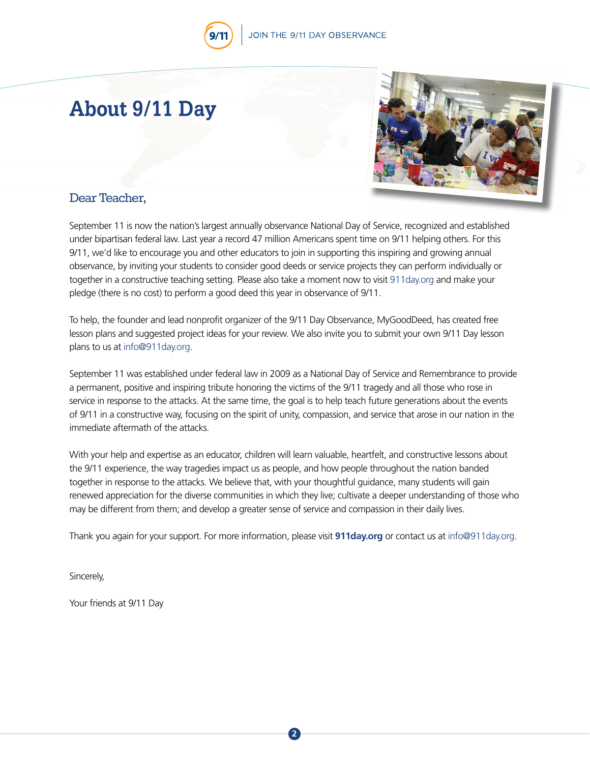# About 9/11 Day

Dear Teacher,

September 11 is now the nation's largest annually observance National Day of Service, recognized and established under bipartisan federal law. Last year a record 47 million Americans spent time on 9/11 helping others. For this 9/11, we'd like to encourage you and other educators to join in supporting this inspiring and growing annual observance, by inviting your students to consider good deeds or service projects they can perform individually or together in a constructive teaching setting. Please also take a moment now to visit 911day.org and make your pledge (there is no cost) to perform a good deed this year in observance of 9/11.

To help, the founder and lead nonprofit organizer of the 9/11 Day Observance, MyGoodDeed, has created free lesson plans and suggested project ideas for your review. We also invite you to submit your own 9/11 Day lesson plans to us at info@911day.org.

September 11 was established under federal law in 2009 as a National Day of Service and Remembrance to provide a permanent, positive and inspiring tribute honoring the victims of the 9/11 tragedy and all those who rose in service in response to the attacks. At the same time, the goal is to help teach future generations about the events of 9/11 in a constructive way, focusing on the spirit of unity, compassion, and service that arose in our nation in the immediate aftermath of the attacks.

With your help and expertise as an educator, children will learn valuable, heartfelt, and constructive lessons about the 9/11 experience, the way tragedies impact us as people, and how people throughout the nation banded together in response to the attacks. We believe that, with your thoughtful guidance, many students will gain renewed appreciation for the diverse communities in which they live; cultivate a deeper understanding of those who may be different from them; and develop a greater sense of service and compassion in their daily lives.

Thank you again for your support. For more information, please visit **911day.org** or contact us at info@911day.org.

Sincerely,

Your friends at 9/11 Day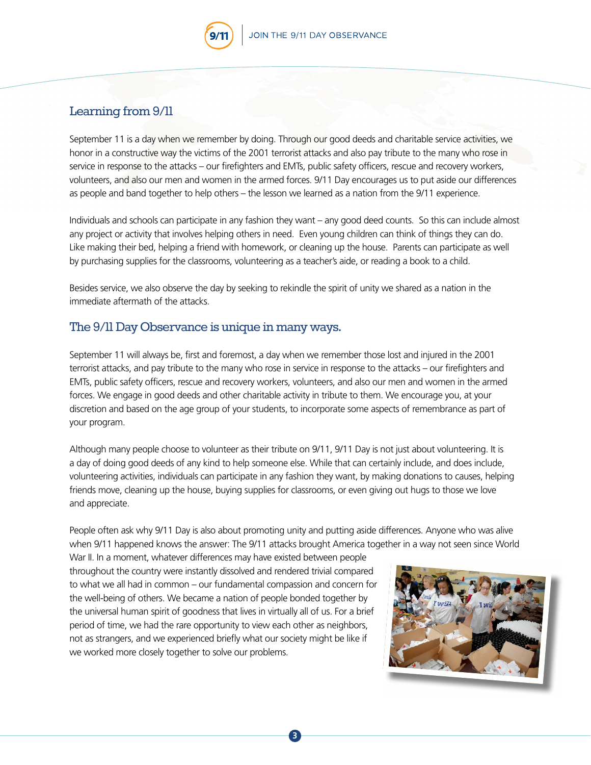## Learning from 9/11

September 11 is a day when we remember by doing. Through our good deeds and charitable service activities, we honor in a constructive way the victims of the 2001 terrorist attacks and also pay tribute to the many who rose in service in response to the attacks – our firefighters and EMTs, public safety officers, rescue and recovery workers, volunteers, and also our men and women in the armed forces. 9/11 Day encourages us to put aside our differences as people and band together to help others – the lesson we learned as a nation from the 9/11 experience.

Individuals and schools can participate in any fashion they want – any good deed counts. So this can include almost any project or activity that involves helping others in need. Even young children can think of things they can do. Like making their bed, helping a friend with homework, or cleaning up the house. Parents can participate as well by purchasing supplies for the classrooms, volunteering as a teacher's aide, or reading a book to a child.

Besides service, we also observe the day by seeking to rekindle the spirit of unity we shared as a nation in the immediate aftermath of the attacks.

## The 9/11 Day Observance is unique in many ways.

September 11 will always be, first and foremost, a day when we remember those lost and injured in the 2001 terrorist attacks, and pay tribute to the many who rose in service in response to the attacks – our firefighters and EMTs, public safety officers, rescue and recovery workers, volunteers, and also our men and women in the armed forces. We engage in good deeds and other charitable activity in tribute to them. We encourage you, at your discretion and based on the age group of your students, to incorporate some aspects of remembrance as part of your program.

Although many people choose to volunteer as their tribute on 9/11, 9/11 Day is not just about volunteering. It is a day of doing good deeds of any kind to help someone else. While that can certainly include, and does include, volunteering activities, individuals can participate in any fashion they want, by making donations to causes, helping friends move, cleaning up the house, buying supplies for classrooms, or even giving out hugs to those we love and appreciate.

People often ask why 9/11 Day is also about promoting unity and putting aside differences. Anyone who was alive when 9/11 happened knows the answer: The 9/11 attacks brought America together in a way not seen since World War II. In a moment, whatever differences may have existed between people throughout the country were instantly dissolved and rendered trivial compared to what we all had in common – our fundamental compassion and concern for the well-being of others. We became a nation of people bonded together by the universal human spirit of goodness that lives in virtually all of us. For a brief period of time, we had the rare opportunity to view each other as neighbors, not as strangers, and we experienced briefly what our society might be like if we worked more closely together to solve our problems.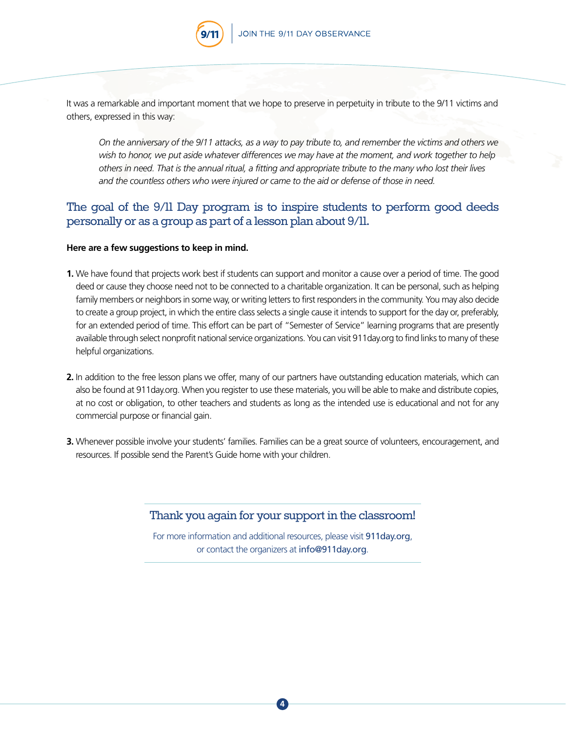It was a remarkable and important moment that we hope to preserve in perpetuity in tribute to the 9/11 victims and others, expressed in this way:

> *On the anniversary of the 9/11 attacks, as a way to pay tribute to, and remember the victims and others we wish to honor, we put aside whatever differences we may have at the moment, and work together to help others in need. That is the annual ritual, a fitting and appropriate tribute to the many who lost their lives and the countless others who were injured or came to the aid or defense of those in need.*

## The goal of the 9/11 Day program is to inspire students to perform good deeds personally or as a group as part of a lesson plan about 9/11.

**Here are a few suggestions to keep in mind.**

**1.** We have found that projects work best if students can support and monitor a cause over a period of time. The good deed or cause they choose need not to be connected to a charitable organization. It can be personal, such as helping family members or neighbors in some way, or writing letters to first responders in the community. You may also decide to create a group project, in which the entire class selects a single cause it intends to support for the day or, preferably, for an extended period of time. This effort can be part of "Semester of Service" learning programs that are presently available through select nonprofit national service organizations. You can visit 911day.org to find links to many of these helpful organizations.

**2.** In addition to the free lesson plans we offer, many of our partners have outstanding education materials, which can also be found at 911day.org. When you register to use these materials, you will be able to make and distribute copies, at no cost or obligation, to other teachers and students as long as the intended use is educational and not for any commercial purpose or financial gain.

**3.** Whenever possible involve your students' families. Families can be a great source of volunteers, encouragement, and resources. If possible send the Parent's Guide home with your children.

### Thank you again for your support in the classroom!

For more information and additional resources, please visit 911day.org, or contact the organizers at info@911day.org.